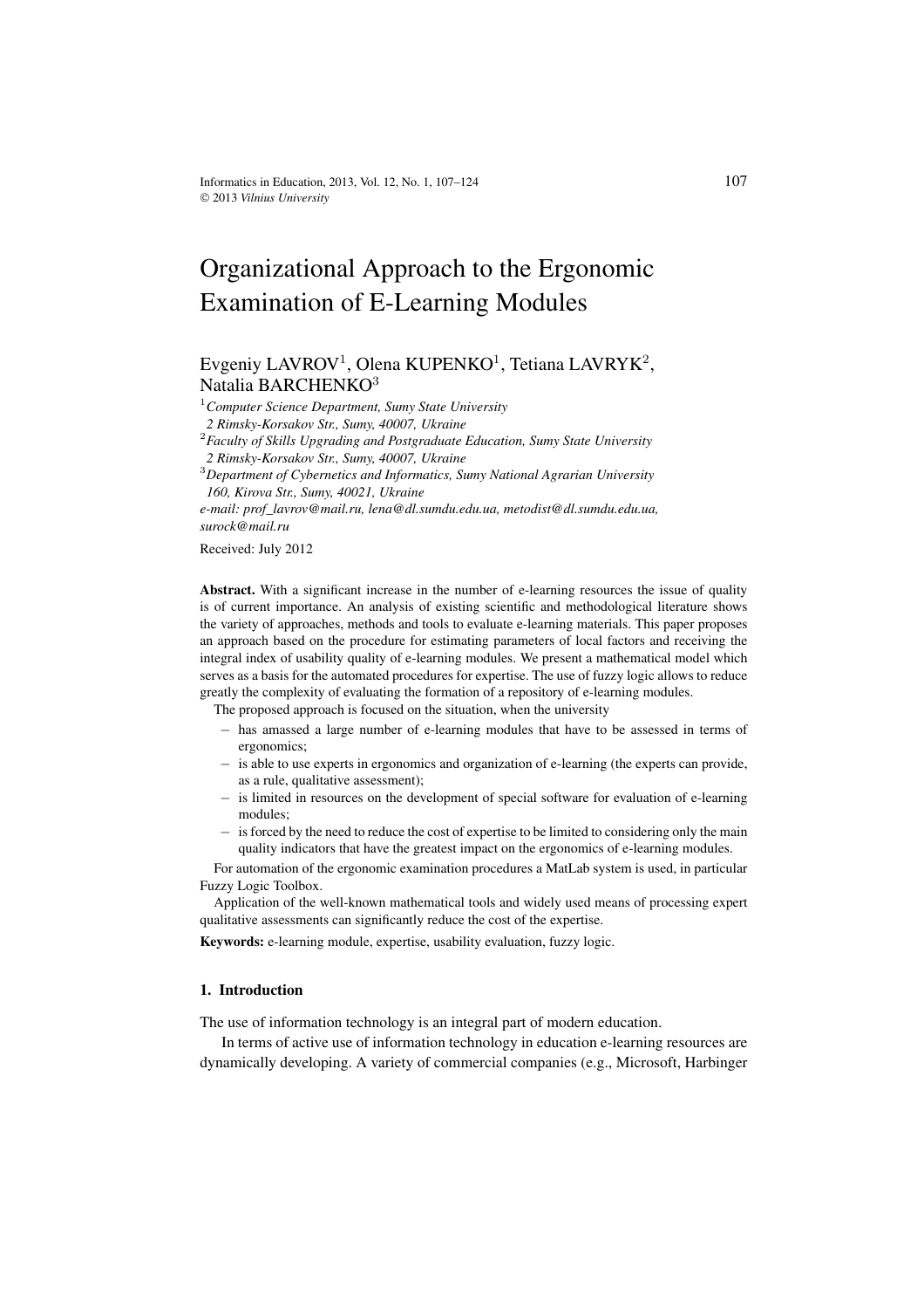# Organizational Approach to the Ergonomic Examination of E-Learning Modules

Evgeniy LAVROV[1], Olena KUPENKO[1], Tetiana LAVRYK[2], Natalia BARCHENKO[3]

[1] *Computer Science Department, Sumy State University*
*2 Rimsky-Korsakov Str., Sumy, 40007, Ukraine*

[2] *Faculty of Skills Upgrading and Postgraduate Education, Sumy State University*
*2 Rimsky-Korsakov Str., Sumy, 40007, Ukraine*

[3] *Department of Cybernetics and Informatics, Sumy National Agrarian University*
*160, Kirova Str., Sumy, 40021, Ukraine*

*e-mail: prof_lavrov@mail.ru, lena@dl.sumdu.edu.ua, metodist@dl.sumdu.edu.ua, surock@mail.ru*

Received: July 2012

**Abstract.** With a significant increase in the number of e-learning resources the issue of quality is of current importance. An analysis of existing scientific and methodological literature shows the variety of approaches, methods and tools to evaluate e-learning materials. This paper proposes an approach based on the procedure for estimating parameters of local factors and receiving the integral index of usability quality of e-learning modules. We present a mathematical model which serves as a basis for the automated procedures for expertise. The use of fuzzy logic allows to reduce greatly the complexity of evaluating the formation of a repository of e-learning modules.

The proposed approach is focused on the situation, when the university

- has amassed a large number of e-learning modules that have to be assessed in terms of ergonomics;
- is able to use experts in ergonomics and organization of e-learning (the experts can provide, as a rule, qualitative assessment);
- is limited in resources on the development of special software for evaluation of e-learning modules;
- is forced by the need to reduce the cost of expertise to be limited to considering only the main quality indicators that have the greatest impact on the ergonomics of e-learning modules.

For automation of the ergonomic examination procedures a MatLab system is used, in particular Fuzzy Logic Toolbox.

Application of the well-known mathematical tools and widely used means of processing expert qualitative assessments can significantly reduce the cost of the expertise.

**Keywords:** e-learning module, expertise, usability evaluation, fuzzy logic.

## 1. Introduction

The use of information technology is an integral part of modern education.

In terms of active use of information technology in education e-learning resources are dynamically developing. A variety of commercial companies (e.g., Microsoft, Harbinger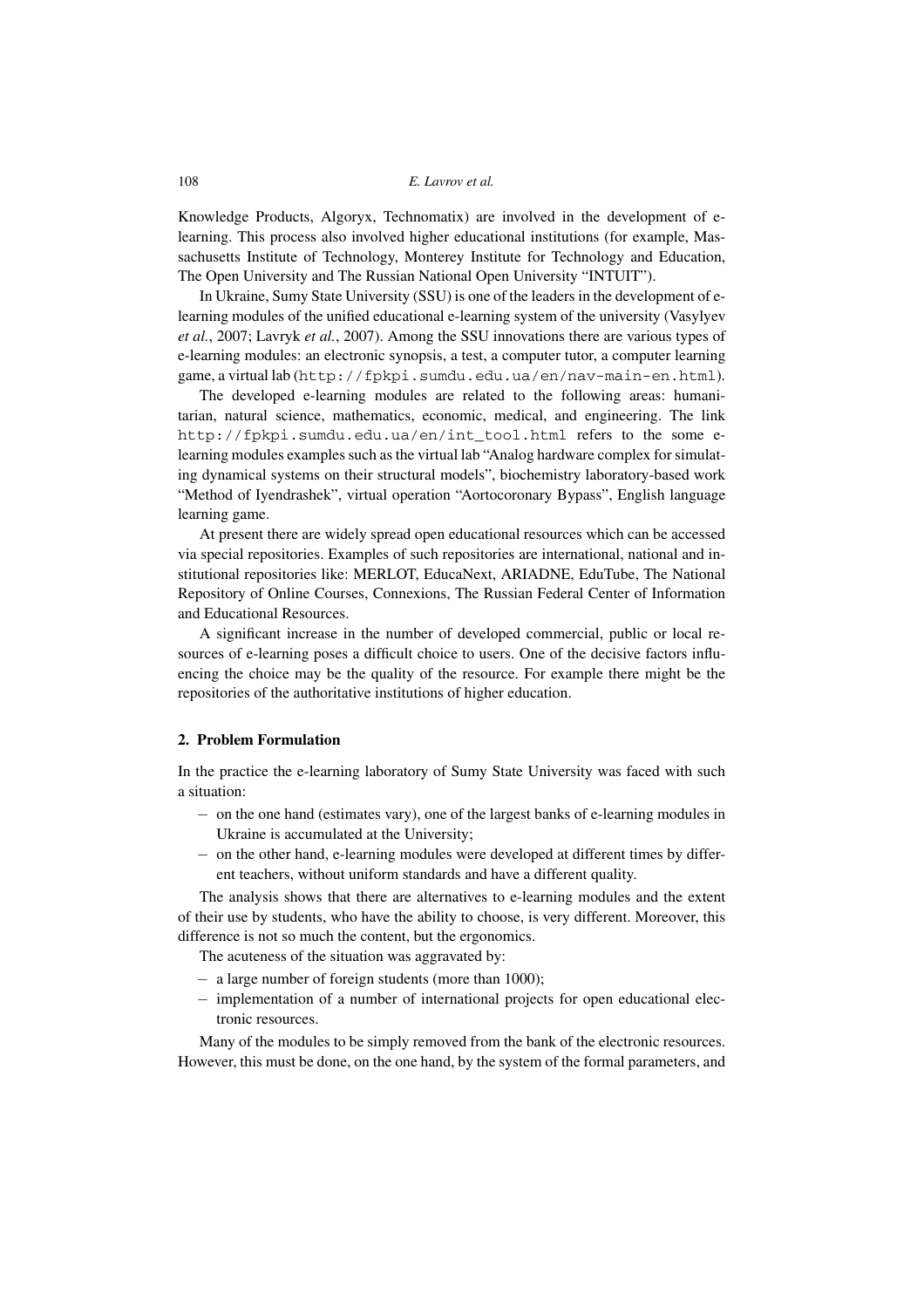Knowledge Products, Algoryx, Technomatix) are involved in the development of e-learning. This process also involved higher educational institutions (for example, Massachusetts Institute of Technology, Monterey Institute for Technology and Education, The Open University and The Russian National Open University "INTUIT").

In Ukraine, Sumy State University (SSU) is one of the leaders in the development of e-learning modules of the unified educational e-learning system of the university (Vasylyev *et al.*, 2007; Lavryk *et al.*, 2007). Among the SSU innovations there are various types of e-learning modules: an electronic synopsis, a test, a computer tutor, a computer learning game, a virtual lab (`http://fpkpi.sumdu.edu.ua/en/nav-main-en.html`).

The developed e-learning modules are related to the following areas: humanitarian, natural science, mathematics, economic, medical, and engineering. The link `http://fpkpi.sumdu.edu.ua/en/int_tool.html` refers to the some e-learning modules examples such as the virtual lab "Analog hardware complex for simulating dynamical systems on their structural models", biochemistry laboratory-based work "Method of Iyendrashek", virtual operation "Aortocoronary Bypass", English language learning game.

At present there are widely spread open educational resources which can be accessed via special repositories. Examples of such repositories are international, national and institutional repositories like: MERLOT, EducaNext, ARIADNE, EduTube, The National Repository of Online Courses, Connexions, The Russian Federal Center of Information and Educational Resources.

A significant increase in the number of developed commercial, public or local resources of e-learning poses a difficult choice to users. One of the decisive factors influencing the choice may be the quality of the resource. For example there might be the repositories of the authoritative institutions of higher education.

## 2. Problem Formulation

In the practice the e-learning laboratory of Sumy State University was faced with such a situation:

- on the one hand (estimates vary), one of the largest banks of e-learning modules in Ukraine is accumulated at the University;
- on the other hand, e-learning modules were developed at different times by different teachers, without uniform standards and have a different quality.

The analysis shows that there are alternatives to e-learning modules and the extent of their use by students, who have the ability to choose, is very different. Moreover, this difference is not so much the content, but the ergonomics.

The acuteness of the situation was aggravated by:

- a large number of foreign students (more than 1000);
- implementation of a number of international projects for open educational electronic resources.

Many of the modules to be simply removed from the bank of the electronic resources. However, this must be done, on the one hand, by the system of the formal parameters, and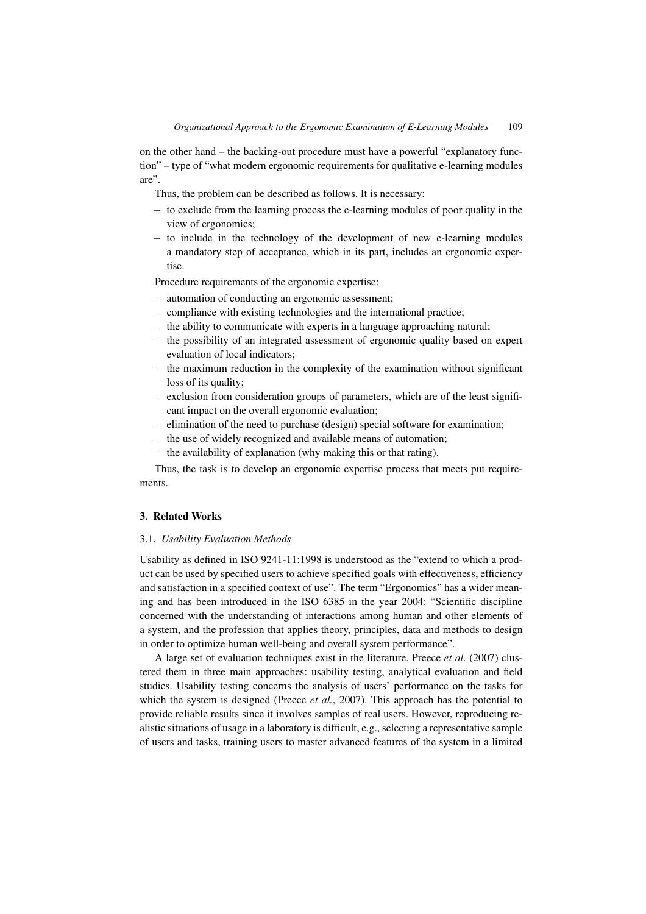on the other hand – the backing-out procedure must have a powerful "explanatory function" – type of "what modern ergonomic requirements for qualitative e-learning modules are".

Thus, the problem can be described as follows. It is necessary:

- to exclude from the learning process the e-learning modules of poor quality in the view of ergonomics;
- to include in the technology of the development of new e-learning modules a mandatory step of acceptance, which in its part, includes an ergonomic expertise.

Procedure requirements of the ergonomic expertise:

- automation of conducting an ergonomic assessment;
- compliance with existing technologies and the international practice;
- the ability to communicate with experts in a language approaching natural;
- the possibility of an integrated assessment of ergonomic quality based on expert evaluation of local indicators;
- the maximum reduction in the complexity of the examination without significant loss of its quality;
- exclusion from consideration groups of parameters, which are of the least significant impact on the overall ergonomic evaluation;
- elimination of the need to purchase (design) special software for examination;
- the use of widely recognized and available means of automation;
- the availability of explanation (why making this or that rating).

Thus, the task is to develop an ergonomic expertise process that meets put requirements.

## 3. Related Works

### 3.1. *Usability Evaluation Methods*

Usability as defined in ISO 9241-11:1998 is understood as the "extend to which a product can be used by specified users to achieve specified goals with effectiveness, efficiency and satisfaction in a specified context of use". The term "Ergonomics" has a wider meaning and has been introduced in the ISO 6385 in the year 2004: "Scientific discipline concerned with the understanding of interactions among human and other elements of a system, and the profession that applies theory, principles, data and methods to design in order to optimize human well-being and overall system performance".

A large set of evaluation techniques exist in the literature. Preece *et al.* (2007) clustered them in three main approaches: usability testing, analytical evaluation and field studies. Usability testing concerns the analysis of users' performance on the tasks for which the system is designed (Preece *et al.*, 2007). This approach has the potential to provide reliable results since it involves samples of real users. However, reproducing realistic situations of usage in a laboratory is difficult, e.g., selecting a representative sample of users and tasks, training users to master advanced features of the system in a limited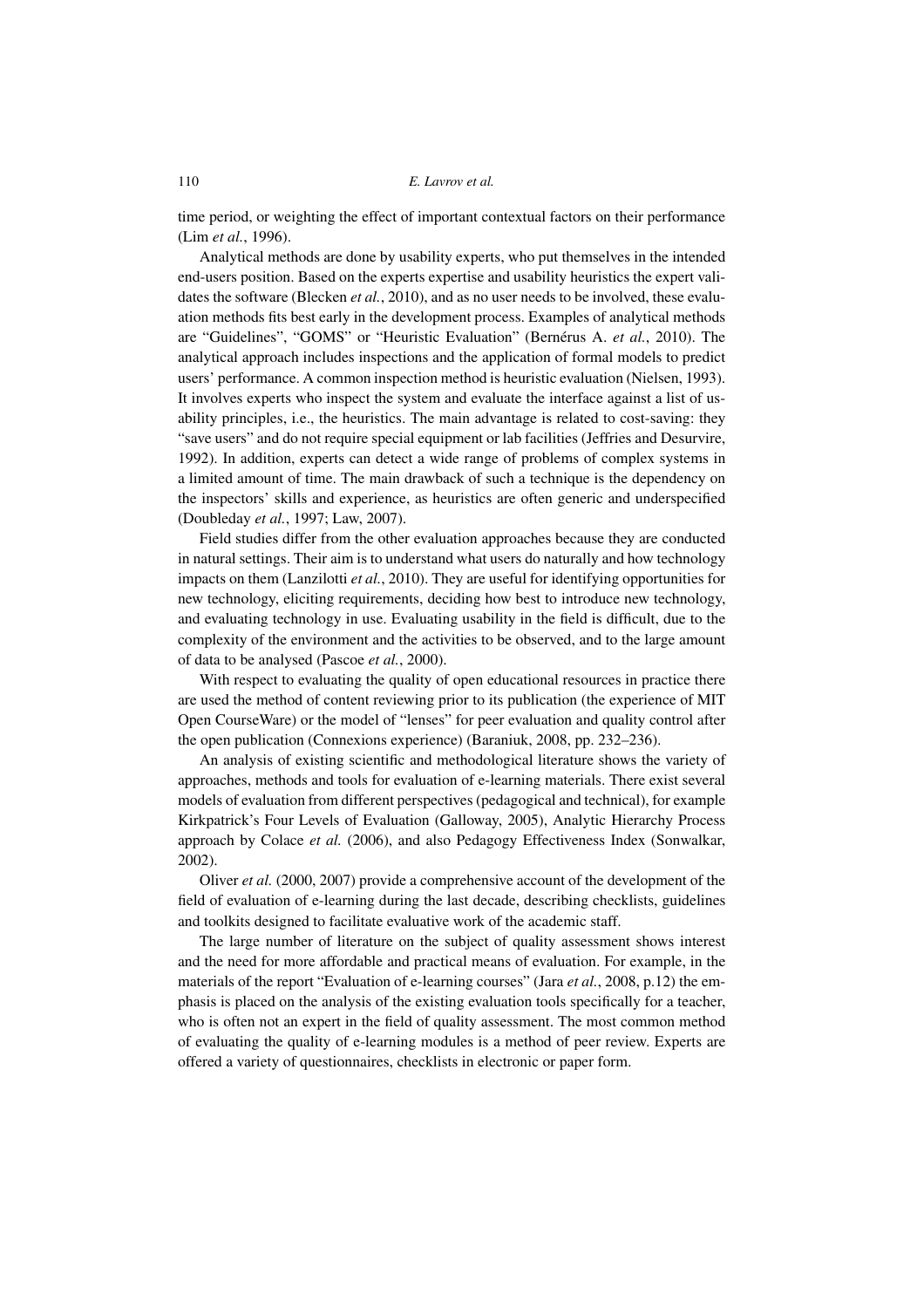time period, or weighting the effect of important contextual factors on their performance (Lim *et al.*, 1996).

Analytical methods are done by usability experts, who put themselves in the intended end-users position. Based on the experts expertise and usability heuristics the expert validates the software (Blecken *et al.*, 2010), and as no user needs to be involved, these evaluation methods fits best early in the development process. Examples of analytical methods are "Guidelines", "GOMS" or "Heuristic Evaluation" (Bernérus A. *et al.*, 2010). The analytical approach includes inspections and the application of formal models to predict users' performance. A common inspection method is heuristic evaluation (Nielsen, 1993). It involves experts who inspect the system and evaluate the interface against a list of usability principles, i.e., the heuristics. The main advantage is related to cost-saving: they "save users" and do not require special equipment or lab facilities (Jeffries and Desurvire, 1992). In addition, experts can detect a wide range of problems of complex systems in a limited amount of time. The main drawback of such a technique is the dependency on the inspectors' skills and experience, as heuristics are often generic and underspecified (Doubleday *et al.*, 1997; Law, 2007).

Field studies differ from the other evaluation approaches because they are conducted in natural settings. Their aim is to understand what users do naturally and how technology impacts on them (Lanzilotti *et al.*, 2010). They are useful for identifying opportunities for new technology, eliciting requirements, deciding how best to introduce new technology, and evaluating technology in use. Evaluating usability in the field is difficult, due to the complexity of the environment and the activities to be observed, and to the large amount of data to be analysed (Pascoe *et al.*, 2000).

With respect to evaluating the quality of open educational resources in practice there are used the method of content reviewing prior to its publication (the experience of MIT Open CourseWare) or the model of "lenses" for peer evaluation and quality control after the open publication (Connexions experience) (Baraniuk, 2008, pp. 232–236).

An analysis of existing scientific and methodological literature shows the variety of approaches, methods and tools for evaluation of e-learning materials. There exist several models of evaluation from different perspectives (pedagogical and technical), for example Kirkpatrick's Four Levels of Evaluation (Galloway, 2005), Analytic Hierarchy Process approach by Colace *et al.* (2006), and also Pedagogy Effectiveness Index (Sonwalkar, 2002).

Oliver *et al.* (2000, 2007) provide a comprehensive account of the development of the field of evaluation of e-learning during the last decade, describing checklists, guidelines and toolkits designed to facilitate evaluative work of the academic staff.

The large number of literature on the subject of quality assessment shows interest and the need for more affordable and practical means of evaluation. For example, in the materials of the report "Evaluation of e-learning courses" (Jara *et al.*, 2008, p.12) the emphasis is placed on the analysis of the existing evaluation tools specifically for a teacher, who is often not an expert in the field of quality assessment. The most common method of evaluating the quality of e-learning modules is a method of peer review. Experts are offered a variety of questionnaires, checklists in electronic or paper form.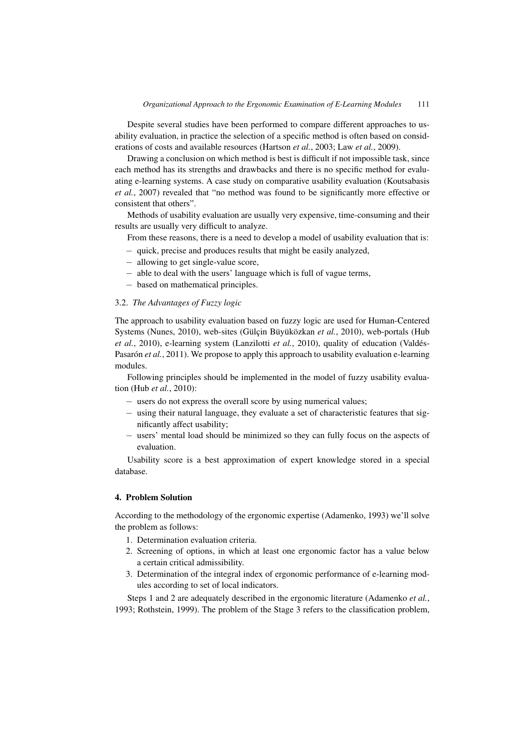Despite several studies have been performed to compare different approaches to usability evaluation, in practice the selection of a specific method is often based on considerations of costs and available resources (Hartson *et al.*, 2003; Law *et al.*, 2009).

Drawing a conclusion on which method is best is difficult if not impossible task, since each method has its strengths and drawbacks and there is no specific method for evaluating e-learning systems. A case study on comparative usability evaluation (Koutsabasis *et al.*, 2007) revealed that "no method was found to be significantly more effective or consistent that others".

Methods of usability evaluation are usually very expensive, time-consuming and their results are usually very difficult to analyze.

From these reasons, there is a need to develop a model of usability evaluation that is:

- quick, precise and produces results that might be easily analyzed,
- allowing to get single-value score,
- able to deal with the users' language which is full of vague terms,
- based on mathematical principles.

### 3.2. *The Advantages of Fuzzy logic*

The approach to usability evaluation based on fuzzy logic are used for Human-Centered Systems (Nunes, 2010), web-sites (Gülçin Büyüközkan *et al.*, 2010), web-portals (Hub *et al.*, 2010), e-learning system (Lanzilotti *et al.*, 2010), quality of education (Valdés-Pasarón *et al.*, 2011). We propose to apply this approach to usability evaluation e-learning modules.

Following principles should be implemented in the model of fuzzy usability evaluation (Hub *et al.*, 2010):

- users do not express the overall score by using numerical values;
- using their natural language, they evaluate a set of characteristic features that significantly affect usability;
- users' mental load should be minimized so they can fully focus on the aspects of evaluation.

Usability score is a best approximation of expert knowledge stored in a special database.

## 4. Problem Solution

According to the methodology of the ergonomic expertise (Adamenko, 1993) we'll solve the problem as follows:

1. Determination evaluation criteria.
2. Screening of options, in which at least one ergonomic factor has a value below a certain critical admissibility.
3. Determination of the integral index of ergonomic performance of e-learning modules according to set of local indicators.

Steps 1 and 2 are adequately described in the ergonomic literature (Adamenko *et al.*, 1993; Rothstein, 1999). The problem of the Stage 3 refers to the classification problem,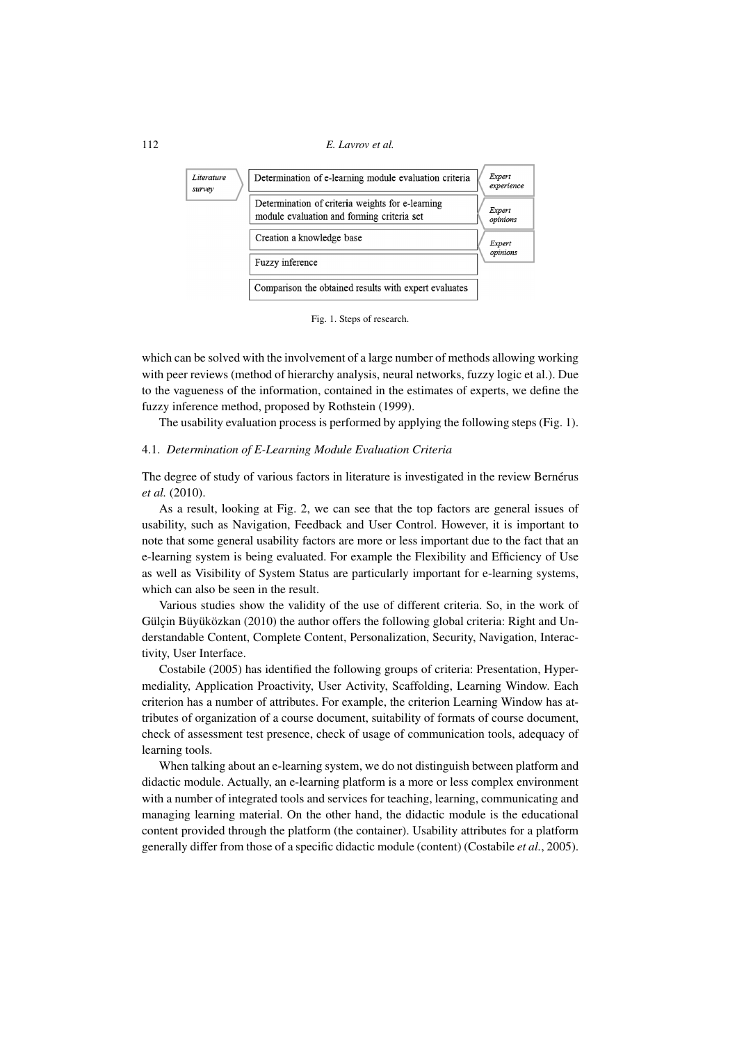Literature survey → Determination of e-learning module evaluation criteria ← Expert experience

Determination of criteria weights for e-learning module evaluation and forming criteria set ← Expert opinions

Creation a knowledge base ← Expert opinions

Fuzzy inference

Comparison the obtained results with expert evaluates

Fig. 1. Steps of research.

which can be solved with the involvement of a large number of methods allowing working with peer reviews (method of hierarchy analysis, neural networks, fuzzy logic et al.). Due to the vagueness of the information, contained in the estimates of experts, we define the fuzzy inference method, proposed by Rothstein (1999).

The usability evaluation process is performed by applying the following steps (Fig. 1).

### 4.1. *Determination of E-Learning Module Evaluation Criteria*

The degree of study of various factors in literature is investigated in the review Bernérus *et al.* (2010).

As a result, looking at Fig. 2, we can see that the top factors are general issues of usability, such as Navigation, Feedback and User Control. However, it is important to note that some general usability factors are more or less important due to the fact that an e-learning system is being evaluated. For example the Flexibility and Efficiency of Use as well as Visibility of System Status are particularly important for e-learning systems, which can also be seen in the result.

Various studies show the validity of the use of different criteria. So, in the work of Gülçin Büyüközkan (2010) the author offers the following global criteria: Right and Understandable Content, Complete Content, Personalization, Security, Navigation, Interactivity, User Interface.

Costabile (2005) has identified the following groups of criteria: Presentation, Hypermediality, Application Proactivity, User Activity, Scaffolding, Learning Window. Each criterion has a number of attributes. For example, the criterion Learning Window has attributes of organization of a course document, suitability of formats of course document, check of assessment test presence, check of usage of communication tools, adequacy of learning tools.

When talking about an e-learning system, we do not distinguish between platform and didactic module. Actually, an e-learning platform is a more or less complex environment with a number of integrated tools and services for teaching, learning, communicating and managing learning material. On the other hand, the didactic module is the educational content provided through the platform (the container). Usability attributes for a platform generally differ from those of a specific didactic module (content) (Costabile *et al.*, 2005).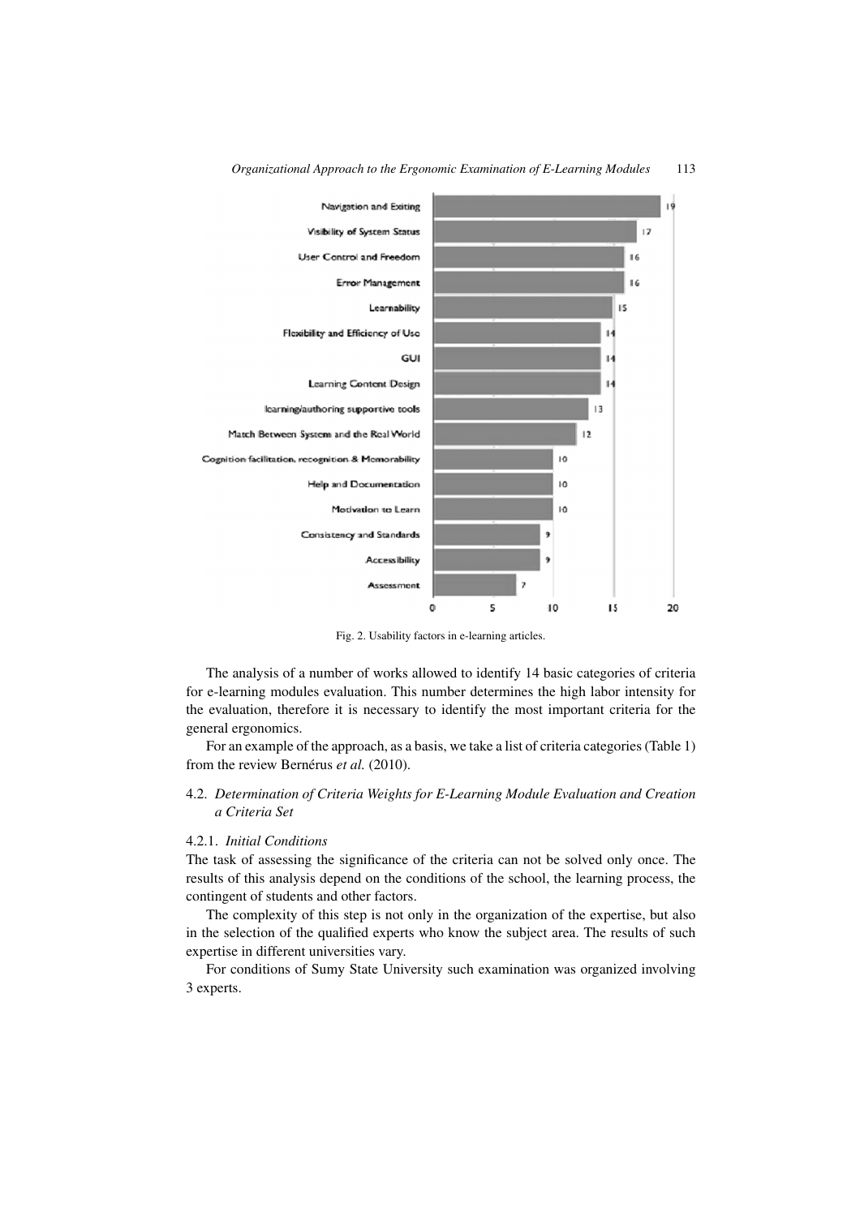| Usability factor | Count |
|---|---|
| Navigation and Exiting | 19 |
| Visibility of System Status | 17 |
| User Control and Freedom | 16 |
| Error Management | 16 |
| Learnability | 15 |
| Flexibility and Efficiency of Use | 14 |
| GUI | 14 |
| Learning Content Design | 14 |
| learning/authoring supportive tools | 13 |
| Match Between System and the Real World | 12 |
| Cognition facilitation, recognition & Memorability | 10 |
| Help and Documentation | 10 |
| Motivation to Learn | 10 |
| Consistency and Standards | 9 |
| Accessibility | 9 |
| Assessment | 7 |

Fig. 2. Usability factors in e-learning articles.

The analysis of a number of works allowed to identify 14 basic categories of criteria for e-learning modules evaluation. This number determines the high labor intensity for the evaluation, therefore it is necessary to identify the most important criteria for the general ergonomics.

For an example of the approach, as a basis, we take a list of criteria categories (Table 1) from the review Bernérus *et al.* (2010).

### 4.2. *Determination of Criteria Weights for E-Learning Module Evaluation and Creation a Criteria Set*

#### 4.2.1. *Initial Conditions*

The task of assessing the significance of the criteria can not be solved only once. The results of this analysis depend on the conditions of the school, the learning process, the contingent of students and other factors.

The complexity of this step is not only in the organization of the expertise, but also in the selection of the qualified experts who know the subject area. The results of such expertise in different universities vary.

For conditions of Sumy State University such examination was organized involving 3 experts.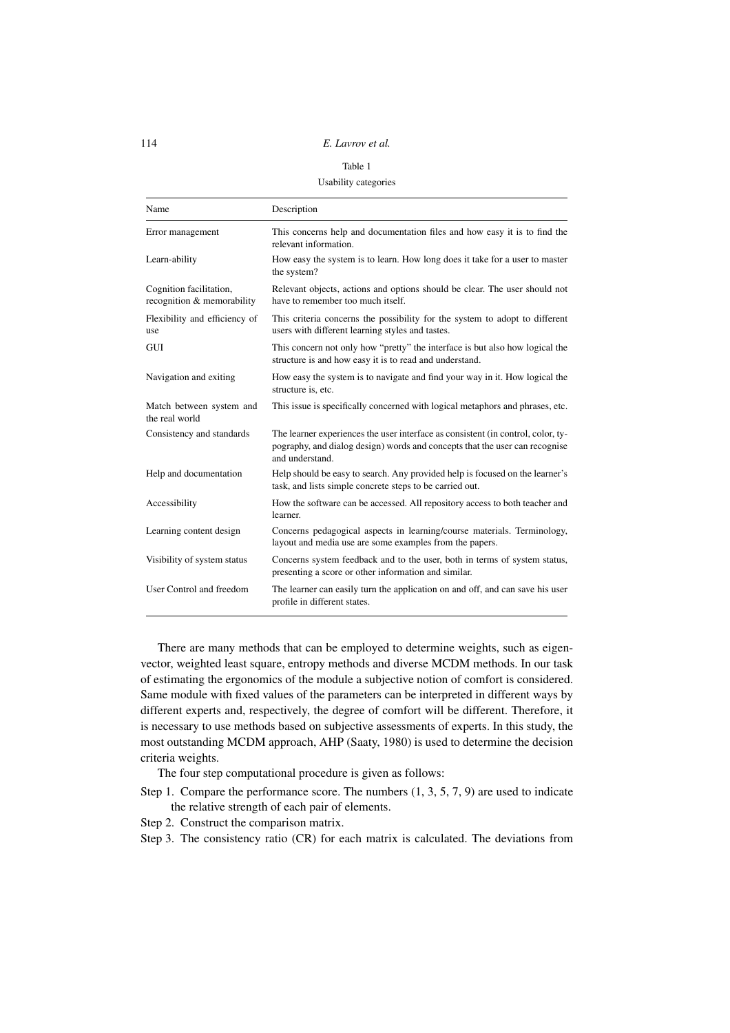Table 1

Usability categories

| Name | Description |
|---|---|
| Error management | This concerns help and documentation files and how easy it is to find the relevant information. |
| Learn-ability | How easy the system is to learn. How long does it take for a user to master the system? |
| Cognition facilitation, recognition & memorability | Relevant objects, actions and options should be clear. The user should not have to remember too much itself. |
| Flexibility and efficiency of use | This criteria concerns the possibility for the system to adopt to different users with different learning styles and tastes. |
| GUI | This concern not only how "pretty" the interface is but also how logical the structure is and how easy it is to read and understand. |
| Navigation and exiting | How easy the system is to navigate and find your way in it. How logical the structure is, etc. |
| Match between system and the real world | This issue is specifically concerned with logical metaphors and phrases, etc. |
| Consistency and standards | The learner experiences the user interface as consistent (in control, color, typography, and dialog design) words and concepts that the user can recognise and understand. |
| Help and documentation | Help should be easy to search. Any provided help is focused on the learner's task, and lists simple concrete steps to be carried out. |
| Accessibility | How the software can be accessed. All repository access to both teacher and learner. |
| Learning content design | Concerns pedagogical aspects in learning/course materials. Terminology, layout and media use are some examples from the papers. |
| Visibility of system status | Concerns system feedback and to the user, both in terms of system status, presenting a score or other information and similar. |
| User Control and freedom | The learner can easily turn the application on and off, and can save his user profile in different states. |

There are many methods that can be employed to determine weights, such as eigenvector, weighted least square, entropy methods and diverse MCDM methods. In our task of estimating the ergonomics of the module a subjective notion of comfort is considered. Same module with fixed values of the parameters can be interpreted in different ways by different experts and, respectively, the degree of comfort will be different. Therefore, it is necessary to use methods based on subjective assessments of experts. In this study, the most outstanding MCDM approach, AHP (Saaty, 1980) is used to determine the decision criteria weights.

The four step computational procedure is given as follows:

Step 1. Compare the performance score. The numbers (1, 3, 5, 7, 9) are used to indicate the relative strength of each pair of elements.

Step 2. Construct the comparison matrix.

Step 3. The consistency ratio (CR) for each matrix is calculated. The deviations from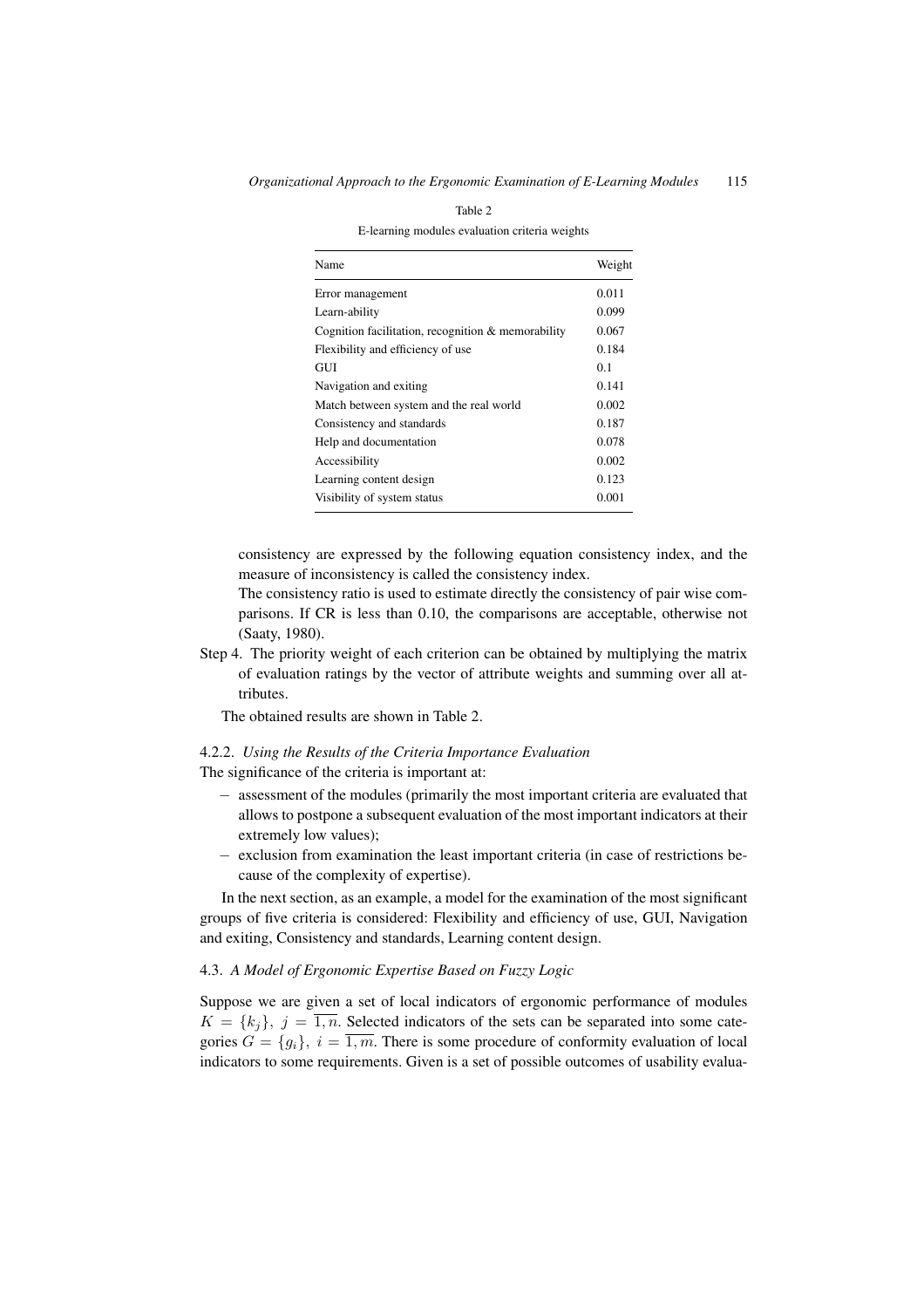Table 2

E-learning modules evaluation criteria weights

| Name | Weight |
|---|---|
| Error management | 0.011 |
| Learn-ability | 0.099 |
| Cognition facilitation, recognition & memorability | 0.067 |
| Flexibility and efficiency of use | 0.184 |
| GUI | 0.1 |
| Navigation and exiting | 0.141 |
| Match between system and the real world | 0.002 |
| Consistency and standards | 0.187 |
| Help and documentation | 0.078 |
| Accessibility | 0.002 |
| Learning content design | 0.123 |
| Visibility of system status | 0.001 |

consistency are expressed by the following equation consistency index, and the measure of inconsistency is called the consistency index.

The consistency ratio is used to estimate directly the consistency of pair wise comparisons. If CR is less than 0.10, the comparisons are acceptable, otherwise not (Saaty, 1980).

Step 4. The priority weight of each criterion can be obtained by multiplying the matrix of evaluation ratings by the vector of attribute weights and summing over all attributes.

The obtained results are shown in Table 2.

#### 4.2.2. *Using the Results of the Criteria Importance Evaluation*

The significance of the criteria is important at:

- assessment of the modules (primarily the most important criteria are evaluated that allows to postpone a subsequent evaluation of the most important indicators at their extremely low values);
- exclusion from examination the least important criteria (in case of restrictions because of the complexity of expertise).

In the next section, as an example, a model for the examination of the most significant groups of five criteria is considered: Flexibility and efficiency of use, GUI, Navigation and exiting, Consistency and standards, Learning content design.

### 4.3. *A Model of Ergonomic Expertise Based on Fuzzy Logic*

Suppose we are given a set of local indicators of ergonomic performance of modules $K = \{k_j\},\ j = \overline{1,n}$. Selected indicators of the sets can be separated into some categories $G = \{g_i\},\ i = \overline{1,m}$. There is some procedure of conformity evaluation of local indicators to some requirements. Given is a set of possible outcomes of usability evalua-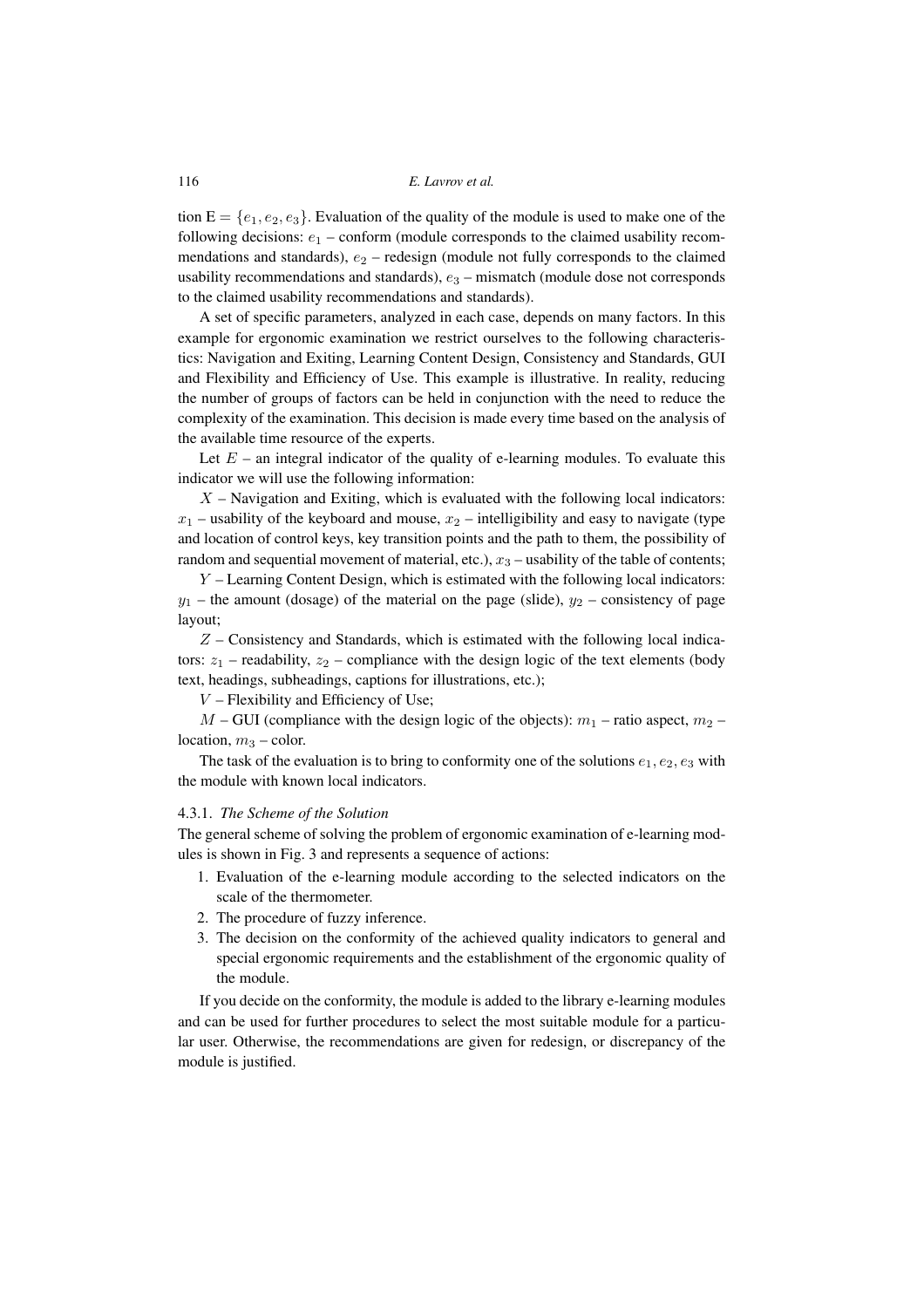tion $\mathrm{E} = \{e_1, e_2, e_3\}$. Evaluation of the quality of the module is used to make one of the following decisions: $e_1$ – conform (module corresponds to the claimed usability recommendations and standards), $e_2$ – redesign (module not fully corresponds to the claimed usability recommendations and standards), $e_3$ – mismatch (module dose not corresponds to the claimed usability recommendations and standards).

A set of specific parameters, analyzed in each case, depends on many factors. In this example for ergonomic examination we restrict ourselves to the following characteristics: Navigation and Exiting, Learning Content Design, Consistency and Standards, GUI and Flexibility and Efficiency of Use. This example is illustrative. In reality, reducing the number of groups of factors can be held in conjunction with the need to reduce the complexity of the examination. This decision is made every time based on the analysis of the available time resource of the experts.

Let $E$ – an integral indicator of the quality of e-learning modules. To evaluate this indicator we will use the following information:

$X$ – Navigation and Exiting, which is evaluated with the following local indicators: $x_1$ – usability of the keyboard and mouse, $x_2$ – intelligibility and easy to navigate (type and location of control keys, key transition points and the path to them, the possibility of random and sequential movement of material, etc.), $x_3$ – usability of the table of contents;

$Y$ – Learning Content Design, which is estimated with the following local indicators: $y_1$ – the amount (dosage) of the material on the page (slide), $y_2$ – consistency of page layout;

$Z$ – Consistency and Standards, which is estimated with the following local indicators: $z_1$ – readability, $z_2$ – compliance with the design logic of the text elements (body text, headings, subheadings, captions for illustrations, etc.);

$V$ – Flexibility and Efficiency of Use;

$M$ – GUI (compliance with the design logic of the objects): $m_1$ – ratio aspect, $m_2$ – location, $m_3$ – color.

The task of the evaluation is to bring to conformity one of the solutions $e_1, e_2, e_3$ with the module with known local indicators.

#### 4.3.1. *The Scheme of the Solution*

The general scheme of solving the problem of ergonomic examination of e-learning modules is shown in Fig. 3 and represents a sequence of actions:

1. Evaluation of the e-learning module according to the selected indicators on the scale of the thermometer.
2. The procedure of fuzzy inference.
3. The decision on the conformity of the achieved quality indicators to general and special ergonomic requirements and the establishment of the ergonomic quality of the module.

If you decide on the conformity, the module is added to the library e-learning modules and can be used for further procedures to select the most suitable module for a particular user. Otherwise, the recommendations are given for redesign, or discrepancy of the module is justified.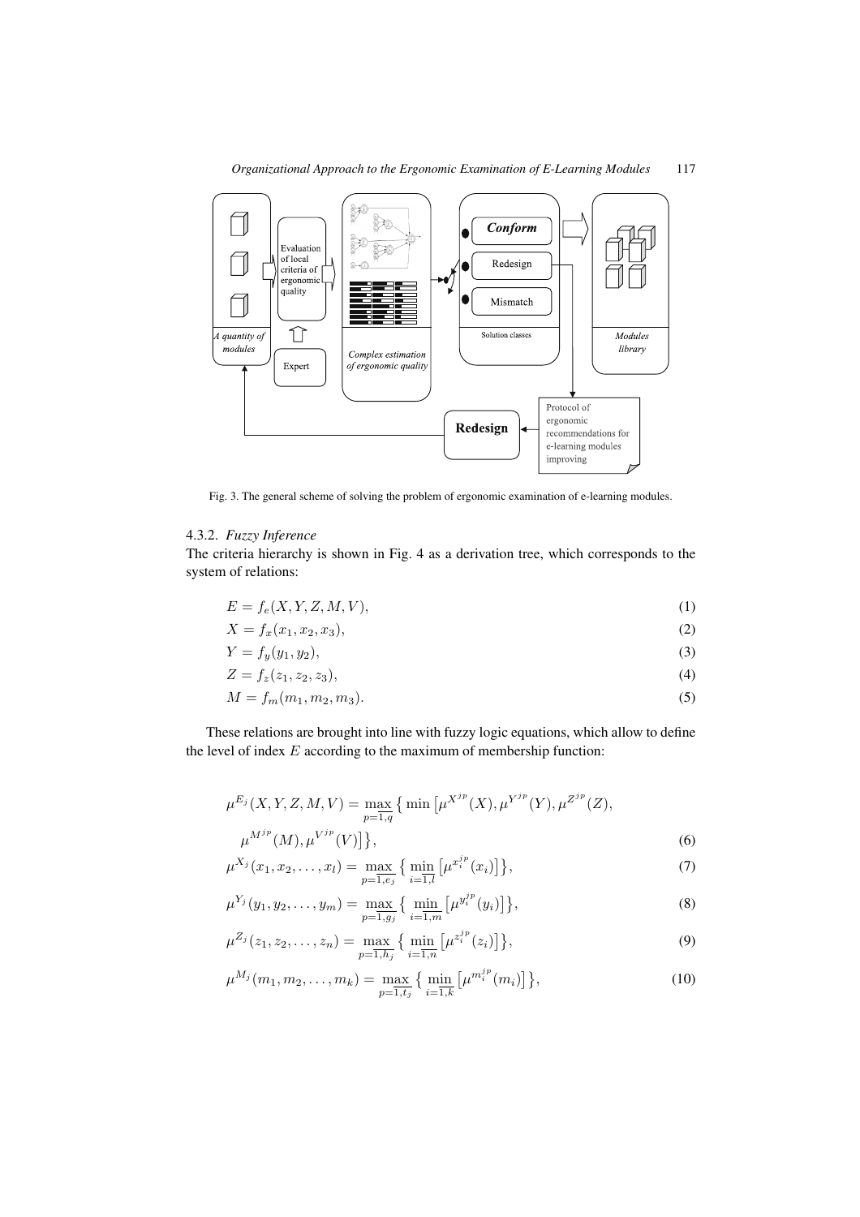Fig. 3. The general scheme of solving the problem of ergonomic examination of e-learning modules.

#### 4.3.2. *Fuzzy Inference*

The criteria hierarchy is shown in Fig. 4 as a derivation tree, which corresponds to the system of relations:

$$E = f_e(X, Y, Z, M, V), \tag{1}$$

$$X = f_x(x_1, x_2, x_3), \tag{2}$$

$$Y = f_y(y_1, y_2), \tag{3}$$

$$Z = f_z(z_1, z_2, z_3), \tag{4}$$

$$M = f_m(m_1, m_2, m_3). \tag{5}$$

These relations are brought into line with fuzzy logic equations, which allow to define the level of index $E$ according to the maximum of membership function:

$$\mu^{E_j}(X, Y, Z, M, V) = \max_{p=\overline{1,q}} \left\{ \min \left[ \mu^{X^{jp}}(X), \mu^{Y^{jp}}(Y), \mu^{Z^{jp}}(Z), \mu^{M^{jp}}(M), \mu^{V^{jp}}(V) \right] \right\}, \tag{6}$$

$$\mu^{X_j}(x_1, x_2, \ldots, x_l) = \max_{p=\overline{1,e_j}} \left\{ \min_{i=\overline{1,l}} \left[ \mu^{x_i^{jp}}(x_i) \right] \right\}, \tag{7}$$

$$\mu^{Y_j}(y_1, y_2, \ldots, y_m) = \max_{p=\overline{1,g_j}} \left\{ \min_{i=\overline{1,m}} \left[ \mu^{y_i^{jp}}(y_i) \right] \right\}, \tag{8}$$

$$\mu^{Z_j}(z_1, z_2, \ldots, z_n) = \max_{p=\overline{1,h_j}} \left\{ \min_{i=\overline{1,n}} \left[ \mu^{z_i^{jp}}(z_i) \right] \right\}, \tag{9}$$

$$\mu^{M_j}(m_1, m_2, \ldots, m_k) = \max_{p=\overline{1,t_j}} \left\{ \min_{i=\overline{1,k}} \left[ \mu^{m_i^{jp}}(m_i) \right] \right\}, \tag{10}$$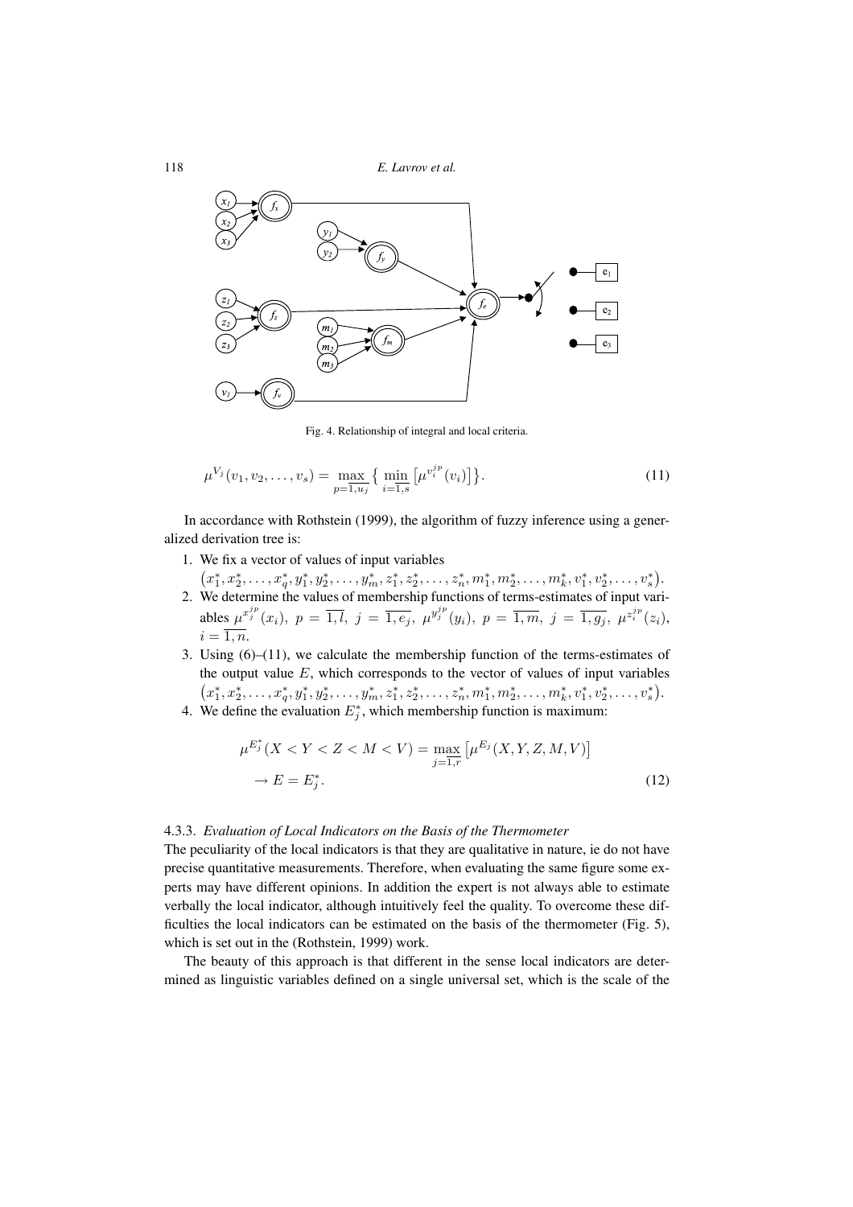Fig. 4. Relationship of integral and local criteria.

$$\mu^{V_j}(v_1, v_2, \ldots, v_s) = \max_{p=\overline{1,u_j}} \Big\{ \min_{i=\overline{1,s}} \big[\mu^{v_i^{jp}}(v_i)\big] \Big\}. \tag{11}$$

In accordance with Rothstein (1999), the algorithm of fuzzy inference using a generalized derivation tree is:

1. We fix a vector of values of input variables $\big(x_1^*, x_2^*, \ldots, x_q^*, y_1^*, y_2^*, \ldots, y_m^*, z_1^*, z_2^*, \ldots, z_n^*, m_1^*, m_2^*, \ldots, m_k^*, v_1^*, v_2^*, \ldots, v_s^*\big)$.
2. We determine the values of membership functions of terms-estimates of input variables $\mu^{x_j^{jp}}(x_i)$, $p = \overline{1,l}$, $j = \overline{1,e_j}$, $\mu^{y_j^{jp}}(y_i)$, $p = \overline{1,m}$, $j = \overline{1,g_j}$, $\mu^{z_i^{jp}}(z_i)$, $i = \overline{1,n}$.
3. Using (6)–(11), we calculate the membership function of the terms-estimates of the output value $E$, which corresponds to the vector of values of input variables $\big(x_1^*, x_2^*, \ldots, x_q^*, y_1^*, y_2^*, \ldots, y_m^*, z_1^*, z_2^*, \ldots, z_n^*, m_1^*, m_2^*, \ldots, m_k^*, v_1^*, v_2^*, \ldots, v_s^*\big)$.
4. We define the evaluation $E_j^*$, which membership function is maximum:

$$\mu^{E_j^*}(X < Y < Z < M < V) = \max_{j=\overline{1,r}} \big[\mu^{E_j}(X, Y, Z, M, V)\big] \\ \rightarrow E = E_j^*. \tag{12}$$

#### 4.3.3. *Evaluation of Local Indicators on the Basis of the Thermometer*

The peculiarity of the local indicators is that they are qualitative in nature, ie do not have precise quantitative measurements. Therefore, when evaluating the same figure some experts may have different opinions. In addition the expert is not always able to estimate verbally the local indicator, although intuitively feel the quality. To overcome these difficulties the local indicators can be estimated on the basis of the thermometer (Fig. 5), which is set out in the (Rothstein, 1999) work.

The beauty of this approach is that different in the sense local indicators are determined as linguistic variables defined on a single universal set, which is the scale of the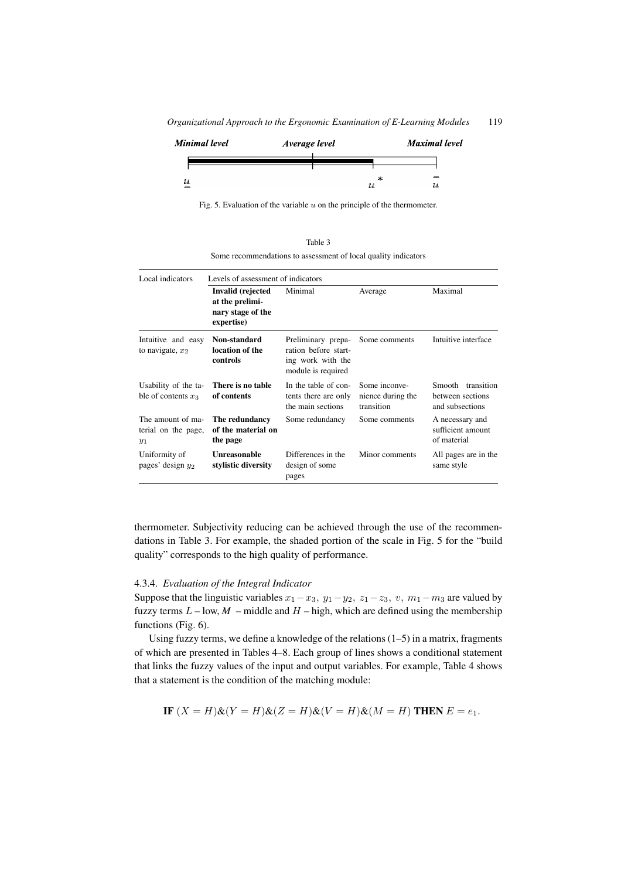Minimal level Average level Maximal level

$\underline{u}$ $u^*$ $\bar{u}$

Fig. 5. Evaluation of the variable $u$ on the principle of the thermometer.

Table 3

Some recommendations to assessment of local quality indicators

| Local indicators | Levels of assessment of indicators | | | |
|---|---|---|---|---|
| | **Invalid (rejected at the preliminary stage of the expertise)** | Minimal | Average | Maximal |
| Intuitive and easy to navigate, $x_2$ | **Non-standard location of the controls** | Preliminary preparation before starting work with the module is required | Some comments | Intuitive interface |
| Usability of the table of contents $x_3$ | **There is no table of contents** | In the table of contents there are only the main sections | Some inconvenience during the transition | Smooth transition between sections and subsections |
| The amount of material on the page, $y_1$ | **The redundancy of the material on the page** | Some redundancy | Some comments | A necessary and sufficient amount of material |
| Uniformity of pages' design $y_2$ | **Unreasonable stylistic diversity** | Differences in the design of some pages | Minor comments | All pages are in the same style |

thermometer. Subjectivity reducing can be achieved through the use of the recommendations in Table 3. For example, the shaded portion of the scale in Fig. 5 for the "build quality" corresponds to the high quality of performance.

#### 4.3.4. *Evaluation of the Integral Indicator*

Suppose that the linguistic variables $x_1 - x_3,\ y_1 - y_2,\ z_1 - z_3,\ v,\ m_1 - m_3$ are valued by fuzzy terms $L$ – low, $M$ – middle and $H$ – high, which are defined using the membership functions (Fig. 6).

Using fuzzy terms, we define a knowledge of the relations (1–5) in a matrix, fragments of which are presented in Tables 4–8. Each group of lines shows a conditional statement that links the fuzzy values of the input and output variables. For example, Table 4 shows that a statement is the condition of the matching module:

$$\textbf{IF } (X = H)\&(Y = H)\&(Z = H)\&(V = H)\&(M = H) \textbf{ THEN } E = e_1.$$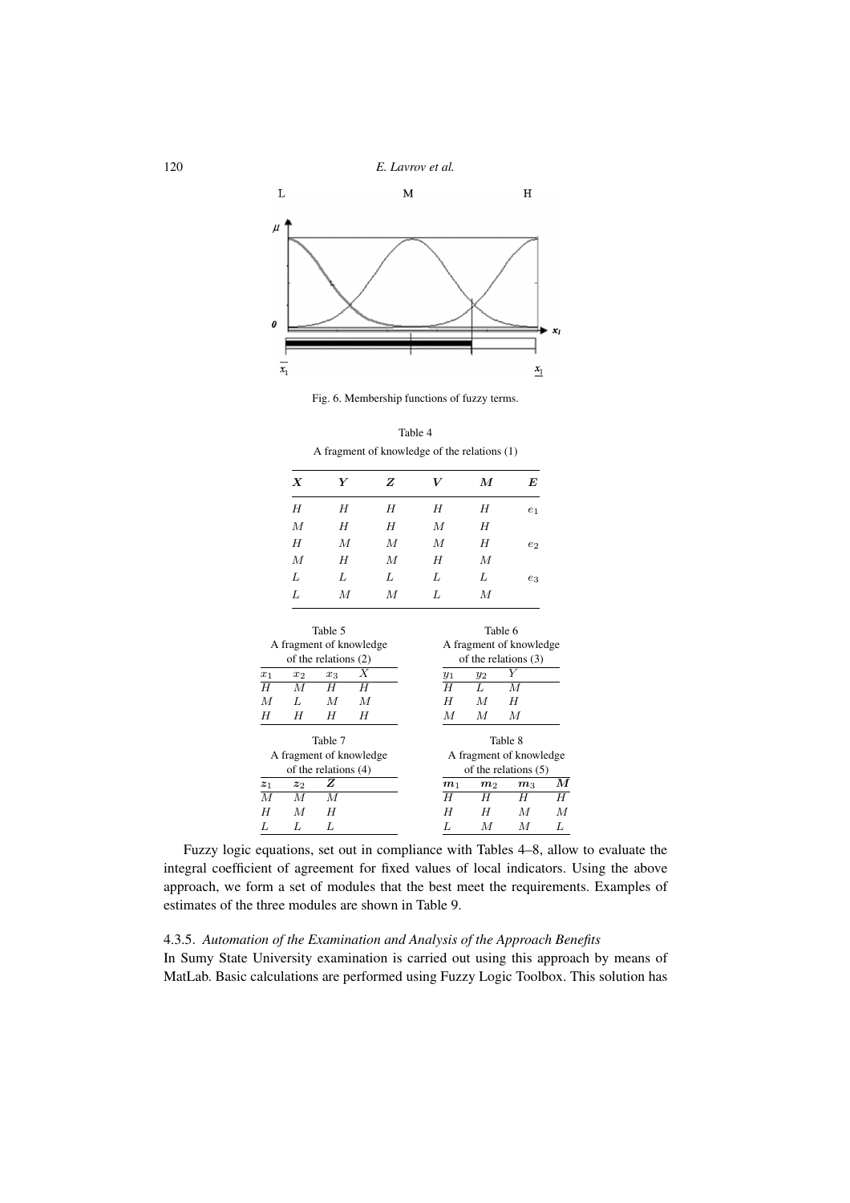Fig. 6. Membership functions of fuzzy terms.

Table 4

A fragment of knowledge of the relations (1)

| $X$ | $Y$ | $Z$ | $V$ | $M$ | $E$ |
|---|---|---|---|---|---|
| $H$ | $H$ | $H$ | $H$ | $H$ | $e_1$ |
| $M$ | $H$ | $H$ | $M$ | $H$ | |
| $H$ | $M$ | $M$ | $M$ | $H$ | $e_2$ |
| $M$ | $H$ | $M$ | $H$ | $M$ | |
| $L$ | $L$ | $L$ | $L$ | $L$ | $e_3$ |
| $L$ | $M$ | $M$ | $L$ | $M$ | |

Table 5

A fragment of knowledge of the relations (2)

| $x_1$ | $x_2$ | $x_3$ | $X$ |
|---|---|---|---|
| $H$ | $M$ | $H$ | $H$ |
| $M$ | $L$ | $M$ | $M$ |
| $H$ | $H$ | $H$ | $H$ |

Table 6

A fragment of knowledge of the relations (3)

| $y_1$ | $y_2$ | $Y$ |
|---|---|---|
| $H$ | $L$ | $M$ |
| $H$ | $M$ | $H$ |
| $M$ | $M$ | $M$ |

Table 7

A fragment of knowledge of the relations (4)

| $z_1$ | $z_2$ | $Z$ |
|---|---|---|
| $M$ | $M$ | $M$ |
| $H$ | $M$ | $H$ |
| $L$ | $L$ | $L$ |

Table 8

A fragment of knowledge of the relations (5)

| $m_1$ | $m_2$ | $m_3$ | $M$ |
|---|---|---|---|
| $H$ | $H$ | $H$ | $H$ |
| $H$ | $H$ | $M$ | $M$ |
| $L$ | $M$ | $M$ | $L$ |

Fuzzy logic equations, set out in compliance with Tables 4–8, allow to evaluate the integral coefficient of agreement for fixed values of local indicators. Using the above approach, we form a set of modules that the best meet the requirements. Examples of estimates of the three modules are shown in Table 9.

#### 4.3.5. *Automation of the Examination and Analysis of the Approach Benefits*

In Sumy State University examination is carried out using this approach by means of MatLab. Basic calculations are performed using Fuzzy Logic Toolbox. This solution has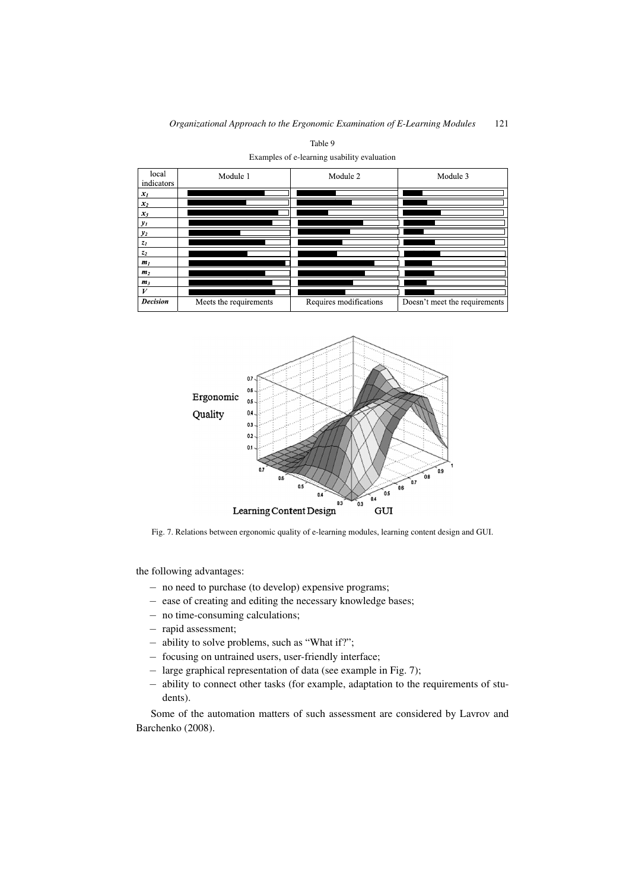Table 9

Examples of e-learning usability evaluation

| local indicators | Module 1 | Module 2 | Module 3 |
|---|---|---|---|
| $x_1$ | | | |
| $x_2$ | | | |
| $x_3$ | | | |
| $y_1$ | | | |
| $y_2$ | | | |
| $z_1$ | | | |
| $z_2$ | | | |
| $m_1$ | | | |
| $m_2$ | | | |
| $m_3$ | | | |
| $V$ | | | |
| ***Decision*** | Meets the requirements | Requires modifications | Doesn't meet the requirements |

Fig. 7. Relations between ergonomic quality of e-learning modules, learning content design and GUI.

the following advantages:

– no need to purchase (to develop) expensive programs;
– ease of creating and editing the necessary knowledge bases;
– no time-consuming calculations;
– rapid assessment;
– ability to solve problems, such as "What if?";
– focusing on untrained users, user-friendly interface;
– large graphical representation of data (see example in Fig. 7);
– ability to connect other tasks (for example, adaptation to the requirements of students).

Some of the automation matters of such assessment are considered by Lavrov and Barchenko (2008).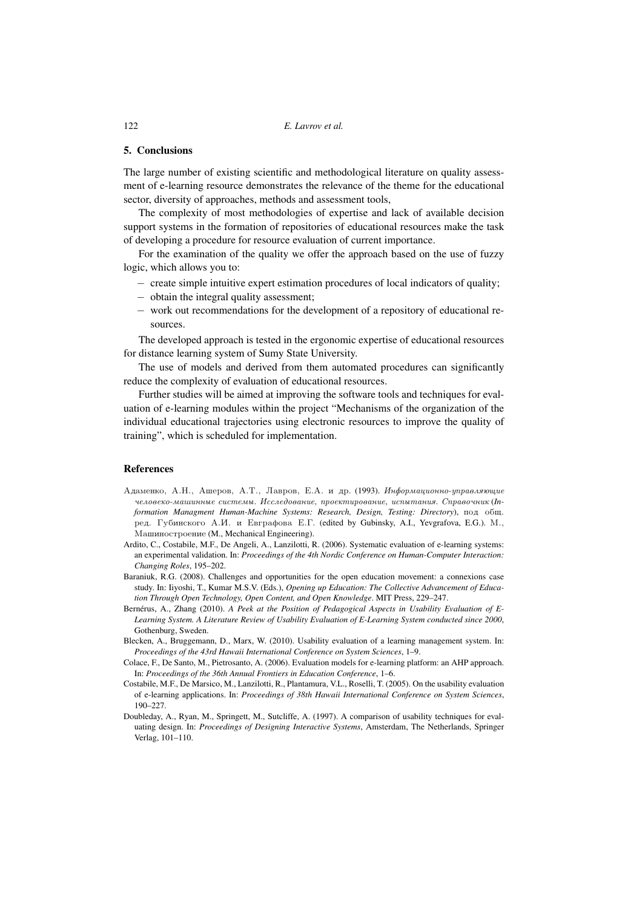## 5. Conclusions

The large number of existing scientific and methodological literature on quality assessment of e-learning resource demonstrates the relevance of the theme for the educational sector, diversity of approaches, methods and assessment tools,

The complexity of most methodologies of expertise and lack of available decision support systems in the formation of repositories of educational resources make the task of developing a procedure for resource evaluation of current importance.

For the examination of the quality we offer the approach based on the use of fuzzy logic, which allows you to:

– create simple intuitive expert estimation procedures of local indicators of quality;
– obtain the integral quality assessment;
– work out recommendations for the development of a repository of educational resources.

The developed approach is tested in the ergonomic expertise of educational resources for distance learning system of Sumy State University.

The use of models and derived from them automated procedures can significantly reduce the complexity of evaluation of educational resources.

Further studies will be aimed at improving the software tools and techniques for evaluation of e-learning modules within the project "Mechanisms of the organization of the individual educational trajectories using electronic resources to improve the quality of training", which is scheduled for implementation.

## References

Адаменко, А.Н., Ашеров, А.Т., Лавров, Е.А. и др. (1993). *Информационно-управляющие человеко-машинные системы. Исследование, проектирование, испытания. Справочник* (*Information Managment Human-Machine Systems: Research, Design, Testing: Directory*), под общ. ред. Губинского А.И. и Евграфова Е.Г. (edited by Gubinsky, A.I., Yevgrafova, E.G.). М., Машиностроение (M., Mechanical Engineering).

Ardito, C., Costabile, M.F., De Angeli, A., Lanzilotti, R. (2006). Systematic evaluation of e-learning systems: an experimental validation. In: *Proceedings of the 4th Nordic Conference on Human-Computer Interaction: Changing Roles*, 195–202.

Baraniuk, R.G. (2008). Challenges and opportunities for the open education movement: a connexions case study. In: Iiyoshi, T., Kumar M.S.V. (Eds.), *Opening up Education: The Collective Advancement of Education Through Open Technology, Open Content, and Open Knowledge*. MIT Press, 229–247.

Bernérus, A., Zhang (2010). *A Peek at the Position of Pedagogical Aspects in Usability Evaluation of E-Learning System. A Literature Review of Usability Evaluation of E-Learning System conducted since 2000*, Gothenburg, Sweden.

Blecken, A., Bruggemann, D., Marx, W. (2010). Usability evaluation of a learning management system. In: *Proceedings of the 43rd Hawaii International Conference on System Sciences*, 1–9.

Colace, F., De Santo, M., Pietrosanto, A. (2006). Evaluation models for e-learning platform: an AHP approach. In: *Proceedings of the 36th Annual Frontiers in Education Conference*, 1–6.

Costabile, M.F., De Marsico, M., Lanzilotti, R., Plantamura, V.L., Roselli, T. (2005). On the usability evaluation of e-learning applications. In: *Proceedings of 38th Hawaii International Conference on System Sciences*, 190–227.

Doubleday, A., Ryan, M., Springett, M., Sutcliffe, A. (1997). A comparison of usability techniques for evaluating design. In: *Proceedings of Designing Interactive Systems*, Amsterdam, The Netherlands, Springer Verlag, 101–110.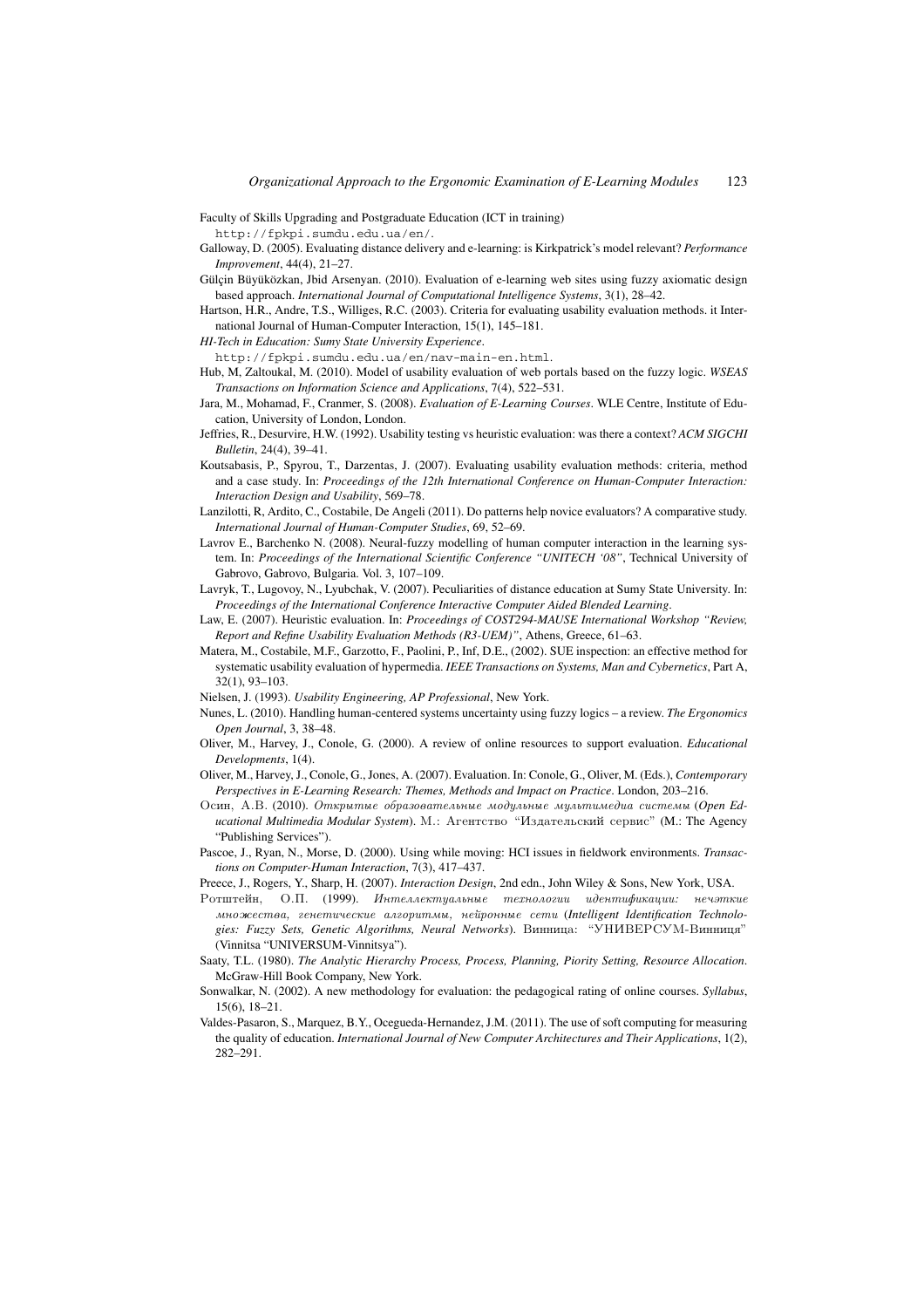Faculty of Skills Upgrading and Postgraduate Education (ICT in training) `http://fpkpi.sumdu.edu.ua/en/`.

Galloway, D. (2005). Evaluating distance delivery and e-learning: is Kirkpatrick's model relevant? *Performance Improvement*, 44(4), 21–27.

Gülçin Büyüközkan, Jbid Arsenyan. (2010). Evaluation of e-learning web sites using fuzzy axiomatic design based approach. *International Journal of Computational Intelligence Systems*, 3(1), 28–42.

Hartson, H.R., Andre, T.S., Williges, R.C. (2003). Criteria for evaluating usability evaluation methods. it International Journal of Human-Computer Interaction, 15(1), 145–181.

*HI-Tech in Education: Sumy State University Experience*. `http://fpkpi.sumdu.edu.ua/en/nav-main-en.html`.

Hub, M, Zaltoukal, M. (2010). Model of usability evaluation of web portals based on the fuzzy logic. *WSEAS Transactions on Information Science and Applications*, 7(4), 522–531.

Jara, M., Mohamad, F., Cranmer, S. (2008). *Evaluation of E-Learning Courses*. WLE Centre, Institute of Education, University of London, London.

Jeffries, R., Desurvire, H.W. (1992). Usability testing vs heuristic evaluation: was there a context? *ACM SIGCHI Bulletin*, 24(4), 39–41.

Koutsabasis, P., Spyrou, T., Darzentas, J. (2007). Evaluating usability evaluation methods: criteria, method and a case study. In: *Proceedings of the 12th International Conference on Human-Computer Interaction: Interaction Design and Usability*, 569–78.

Lanzilotti, R, Ardito, C., Costabile, De Angeli (2011). Do patterns help novice evaluators? A comparative study. *International Journal of Human-Computer Studies*, 69, 52–69.

Lavrov E., Barchenko N. (2008). Neural-fuzzy modelling of human computer interaction in the learning system. In: *Proceedings of the International Scientific Conference "UNITECH '08"*, Technical University of Gabrovo, Gabrovo, Bulgaria. Vol. 3, 107–109.

Lavryk, T., Lugovoy, N., Lyubchak, V. (2007). Peculiarities of distance education at Sumy State University. In: *Proceedings of the International Conference Interactive Computer Aided Blended Learning*.

Law, E. (2007). Heuristic evaluation. In: *Proceedings of COST294-MAUSE International Workshop "Review, Report and Refine Usability Evaluation Methods (R3-UEM)"*, Athens, Greece, 61–63.

Matera, M., Costabile, M.F., Garzotto, F., Paolini, P., Inf, D.E., (2002). SUE inspection: an effective method for systematic usability evaluation of hypermedia. *IEEE Transactions on Systems, Man and Cybernetics*, Part A, 32(1), 93–103.

Nielsen, J. (1993). *Usability Engineering, AP Professional*, New York.

Nunes, L. (2010). Handling human-centered systems uncertainty using fuzzy logics – a review. *The Ergonomics Open Journal*, 3, 38–48.

Oliver, M., Harvey, J., Conole, G. (2000). A review of online resources to support evaluation. *Educational Developments*, 1(4).

Oliver, M., Harvey, J., Conole, G., Jones, A. (2007). Evaluation. In: Conole, G., Oliver, M. (Eds.), *Contemporary Perspectives in E-Learning Research: Themes, Methods and Impact on Practice*. London, 203–216.

Осин, А.В. (2010). *Открытые образовательные модульные мультимедиа системы* (*Open Educational Multimedia Modular System*). М.: Агентство "Издательский сервис" (M.: The Agency "Publishing Services").

Pascoe, J., Ryan, N., Morse, D. (2000). Using while moving: HCI issues in fieldwork environments. *Transactions on Computer-Human Interaction*, 7(3), 417–437.

Preece, J., Rogers, Y., Sharp, H. (2007). *Interaction Design*, 2nd edn., John Wiley & Sons, New York, USA.

Ротштейн, О.П. (1999). *Интеллектуальные технологии идентификации: нечэткие множества, генетические алгоритмы, нейронные сети* (*Intelligent Identification Technologies: Fuzzy Sets, Genetic Algorithms, Neural Networks*). Винница: "УНИВЕРСУМ-Винниця" (Vinnitsa "UNIVERSUM-Vinnitsya").

Saaty, T.L. (1980). *The Analytic Hierarchy Process, Process, Planning, Piority Setting, Resource Allocation*. McGraw-Hill Book Company, New York.

Sonwalkar, N. (2002). A new methodology for evaluation: the pedagogical rating of online courses. *Syllabus*, 15(6), 18–21.

Valdes-Pasaron, S., Marquez, B.Y., Ocegueda-Hernandez, J.M. (2011). The use of soft computing for measuring the quality of education. *International Journal of New Computer Architectures and Their Applications*, 1(2), 282–291.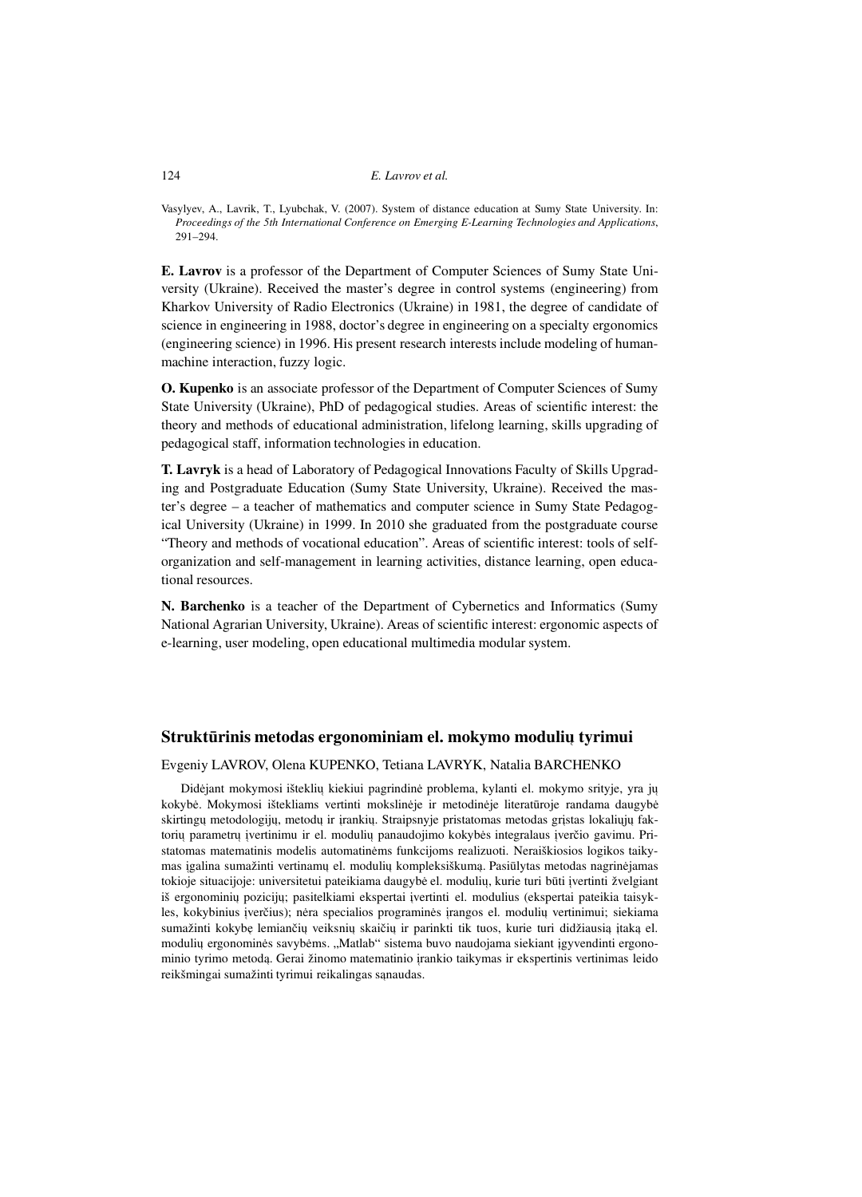Vasylyev, A., Lavrik, T., Lyubchak, V. (2007). System of distance education at Sumy State University. In: *Proceedings of the 5th International Conference on Emerging E-Learning Technologies and Applications*, 291–294.

**E. Lavrov** is a professor of the Department of Computer Sciences of Sumy State University (Ukraine). Received the master's degree in control systems (engineering) from Kharkov University of Radio Electronics (Ukraine) in 1981, the degree of candidate of science in engineering in 1988, doctor's degree in engineering on a specialty ergonomics (engineering science) in 1996. His present research interests include modeling of human-machine interaction, fuzzy logic.

**O. Kupenko** is an associate professor of the Department of Computer Sciences of Sumy State University (Ukraine), PhD of pedagogical studies. Areas of scientific interest: the theory and methods of educational administration, lifelong learning, skills upgrading of pedagogical staff, information technologies in education.

**T. Lavryk** is a head of Laboratory of Pedagogical Innovations Faculty of Skills Upgrading and Postgraduate Education (Sumy State University, Ukraine). Received the master's degree – a teacher of mathematics and computer science in Sumy State Pedagogical University (Ukraine) in 1999. In 2010 she graduated from the postgraduate course "Theory and methods of vocational education". Areas of scientific interest: tools of self-organization and self-management in learning activities, distance learning, open educational resources.

**N. Barchenko** is a teacher of the Department of Cybernetics and Informatics (Sumy National Agrarian University, Ukraine). Areas of scientific interest: ergonomic aspects of e-learning, user modeling, open educational multimedia modular system.

## Struktūrinis metodas ergonominiam el. mokymo modulių tyrimui

Evgeniy LAVROV, Olena KUPENKO, Tetiana LAVRYK, Natalia BARCHENKO

Didėjant mokymosi išteklių kiekiui pagrindinė problema, kylanti el. mokymo srityje, yra jų kokybė. Mokymosi ištekliams vertinti mokslinėje ir metodinėje literatūroje randama daugybė skirtingų metodologijų, metodų ir įrankių. Straipsnyje pristatomas metodas grįstas lokaliųjų faktorių parametrų įvertinimu ir el. modulių panaudojimo kokybės integralaus įverčio gavimu. Pristatomas matematinis modelis automatinėms funkcijoms realizuoti. Neraiškiosios logikos taikymas įgalina sumažinti vertinamų el. modulių kompleksiškumą. Pasiūlytas metodas nagrinėjamas tokioje situacijoje: universitetui pateikiama daugybė el. modulių, kurie turi būti įvertinti žvelgiant iš ergonominių pozicijų; pasitelkiami ekspertai įvertinti el. modulius (ekspertai pateikia taisykles, kokybinius įverčius); nėra specialios programinės įrangos el. modulių vertinimui; siekiama sumažinti kokybę lemiančių veiksnių skaičių ir parinkti tik tuos, kurie turi didžiausią įtaką el. modulių ergonominės savybėms. „Matlab" sistema buvo naudojama siekiant įgyvendinti ergonominio tyrimo metodą. Gerai žinomo matematinio įrankio taikymas ir ekspertinis vertinimas leido reikšmingai sumažinti tyrimui reikalingas sąnaudas.